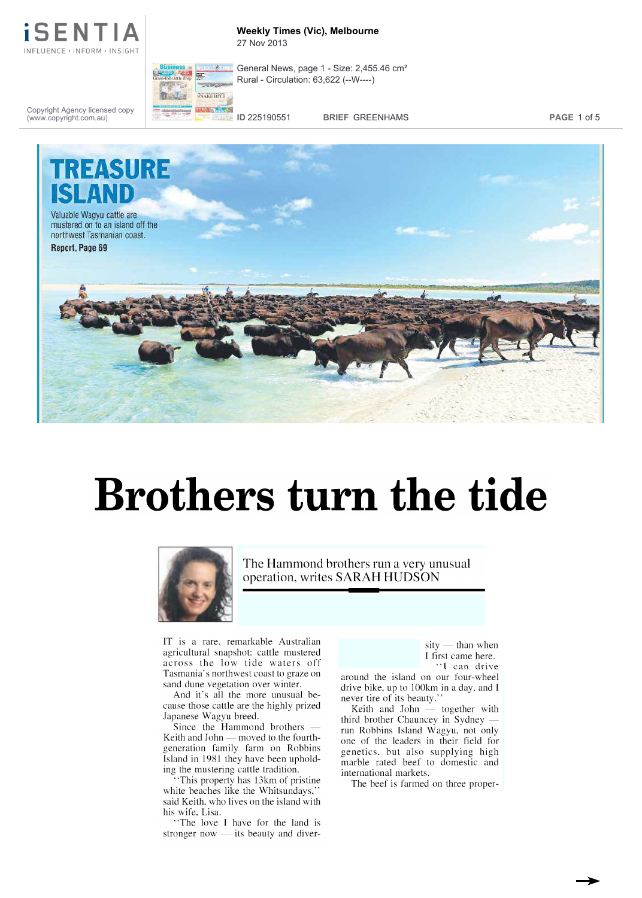# TREASURE ISLAND

Valuable Wagyu cattle are mustered on to an island off the northwest Tasmanian coast.

**Report, Page 69**

# Brothers turn the tide

The Hammond brothers run a very unusual operation, writes SARAH HUDSON

IT is a rare, remarkable Australian agricultural snapshot: cattle mustered across the low tide waters off Tasmania's northwest coast to graze on sand dune vegetation over winter.

And it's all the more unusual because those cattle are the highly prized Japanese Wagyu breed.

Since the Hammond brothers — Keith and John — moved to the fourth-generation family farm on Robbins Island in 1981 they have been upholding the mustering cattle tradition.

"This property has 13km of pristine white beaches like the Whitsundays," said Keith, who lives on the island with his wife, Lisa.

"The love I have for the land is stronger now — its beauty and diversity — than when I first came here.

"I can drive around the island on our four-wheel drive bike, up to 100km in a day, and I never tire of its beauty."

Keith and John — together with third brother Chauncey in Sydney — run Robbins Island Wagyu, not only one of the leaders in their field for genetics, but also supplying high marble rated beef to domestic and international markets.

The beef is farmed on three proper-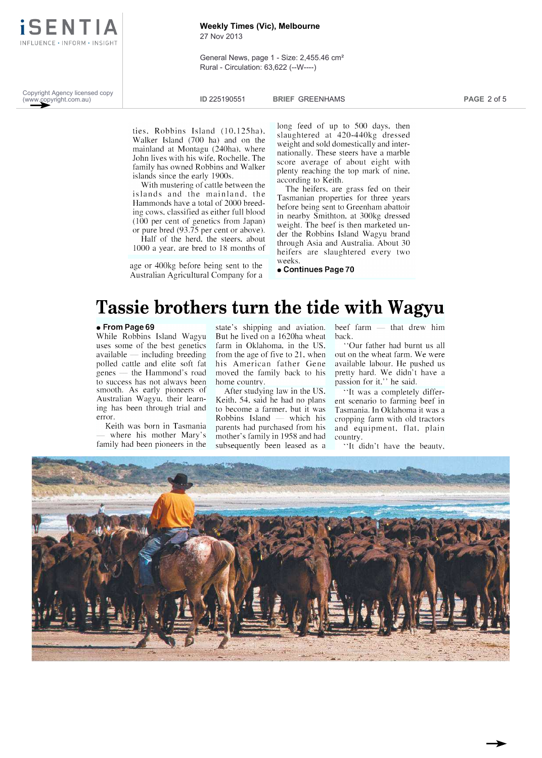ties. Robbins Island (10,125ha), Walker Island (700 ha) and on the mainland at Montagu (240ha), where John lives with his wife, Rochelle. The family has owned Robbins and Walker islands since the early 1900s.

With mustering of cattle between the islands and the mainland, the Hammonds have a total of 2000 breeding cows, classified as either full blood (100 per cent of genetics from Japan) or pure bred (93.75 per cent or above).

Half of the herd, the steers, about 1000 a year, are bred to 18 months of age or 400kg before being sent to the Australian Agricultural Company for a long feed of up to 500 days, then slaughtered at 420-440kg dressed weight and sold domestically and internationally. These steers have a marble score average of about eight with plenty reaching the top mark of nine, according to Keith.

The heifers, are grass fed on their Tasmanian properties for three years before being sent to Greenham abattoir in nearby Smithton, at 300kg dressed weight. The beef is then marketed under the Robbins Island Wagyu brand through Asia and Australia. About 30 heifers are slaughtered every two weeks.

● **Continues Page 70**

# Tassie brothers turn the tide with Wagyu

● **From Page 69**

While Robbins Island Wagyu uses some of the best genetics available — including breeding polled cattle and elite soft fat genes — the Hammond's road to success has not always been smooth. As early pioneers of Australian Wagyu, their learning has been through trial and error.

Keith was born in Tasmania — where his mother Mary's family had been pioneers in the state's shipping and aviation. But he lived on a 1620ha wheat farm in Oklahoma, in the US, from the age of five to 21, when his American father Gene moved the family back to his home country.

After studying law in the US, Keith, 54, said he had no plans to become a farmer, but it was Robbins Island — which his parents had purchased from his mother's family in 1958 and had subsequently been leased as a beef farm — that drew him back.

"Our father had burnt us all out on the wheat farm. We were available labour. He pushed us pretty hard. We didn't have a passion for it," he said.

"It was a completely different scenario to farming beef in Tasmania. In Oklahoma it was a cropping farm with old tractors and equipment, flat, plain country.

"It didn't have the beauty,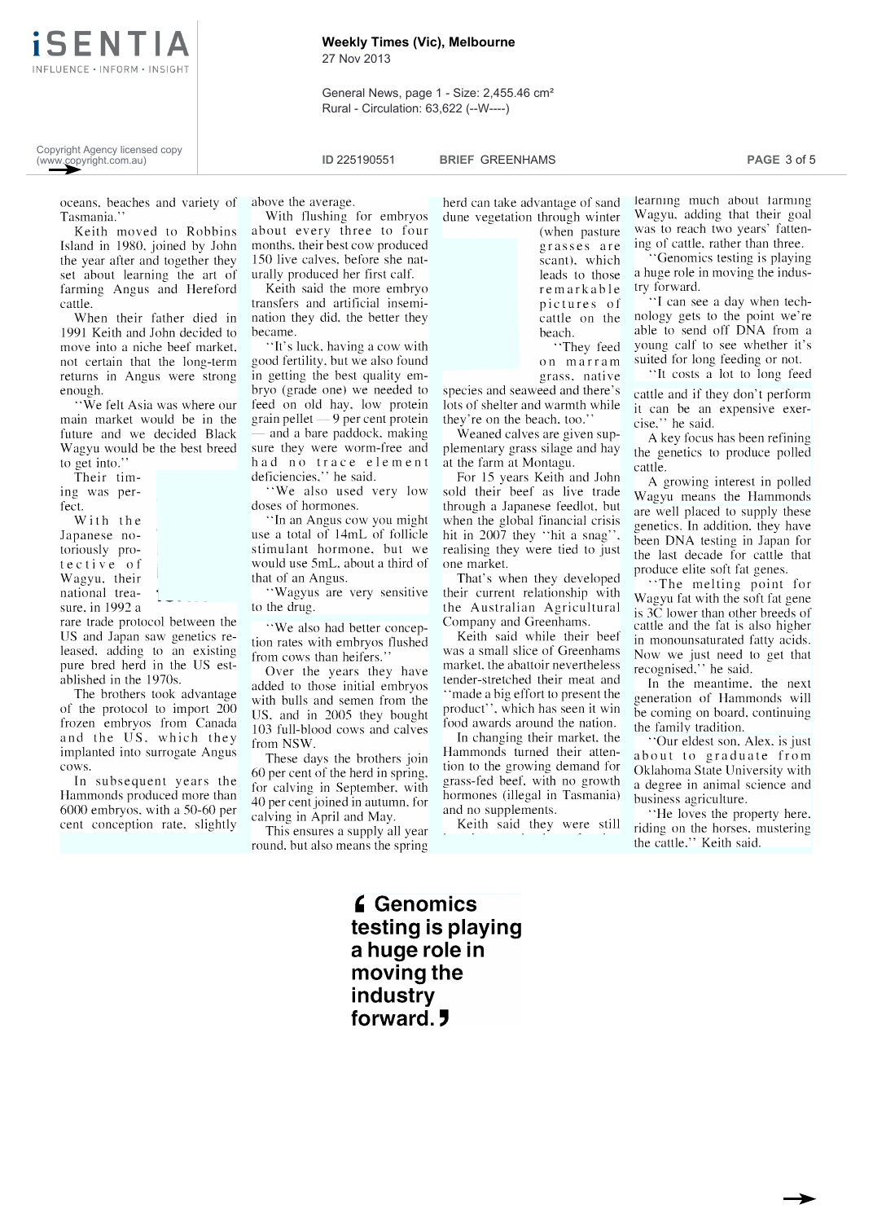oceans, beaches and variety of Tasmania.''

Keith moved to Robbins Island in 1980, joined by John the year after and together they set about learning the art of farming Angus and Hereford cattle.

When their father died in 1991 Keith and John decided to move into a niche beef market, not certain that the long-term returns in Angus were strong enough.

''We felt Asia was where our main market would be in the future and we decided Black Wagyu would be the best breed to get into.''

Their timing was perfect.

With the Japanese notoriously protective of Wagyu, their national treasure, in 1992 a rare trade protocol between the US and Japan saw genetics released, adding to an existing pure bred herd in the US established in the 1970s.

The brothers took advantage of the protocol to import 200 frozen embryos from Canada and the US, which they implanted into surrogate Angus cows.

In subsequent years the Hammonds produced more than 6000 embryos, with a 50-60 per cent conception rate, slightly above the average.

With flushing for embryos about every three to four months, their best cow produced 150 live calves, before she naturally produced her first calf.

Keith said the more embryo transfers and artificial inseminations they did, the better they became.

''It's luck, having a cow with good fertility, but we also found in getting the best quality embryo (grade one) we needed to feed on old hay, low protein grain pellet — 9 per cent protein — and a bare paddock, making sure they were worm-free and had no trace element deficiencies,'' he said.

''We also used very low doses of hormones.

''In an Angus cow you might use a total of 14mL of follicle stimulant hormone, but we would use 5mL, about a third of that of an Angus.

''Wagyus are very sensitive to the drug.

''We also had better conception rates with embryos flushed from cows than heifers.''

Over the years they have added to those initial embryos with bulls and semen from the US, and in 2005 they bought 103 full-blood cows and calves from NSW.

These days the brothers join 60 per cent of the herd in spring, for calving in September, with 40 per cent joined in autumn, for calving in April and May.

This ensures a supply all year round, but also means the spring herd can take advantage of sand dune vegetation through winter (when pasture grasses are scant), which leads to those remarkable pictures of cattle on the beach.

''They feed on marram grass, native species and seaweed and there's lots of shelter and warmth while they're on the beach, too.''

Weaned calves are given supplementary grass silage and hay at the farm at Montagu.

For 15 years Keith and John sold their beef as live trade through a Japanese feedlot, but when the global financial crisis hit in 2007 they ''hit a snag'', realising they were tied to just one market.

That's when they developed their current relationship with the Australian Agricultural Company and Greenhams.

Keith said while their beef was a small slice of Greenhams market, the abattoir nevertheless tender-stretched their meat and ''made a big effort to present the product'', which has seen it win food awards around the nation.

In changing their market, the Hammonds turned their attention to the growing demand for grass-fed beef, with no growth hormones (illegal in Tasmania) and no supplements.

Keith said they were still learning much about farming Wagyu, adding that their goal was to reach two years' fattening of cattle, rather than three.

''Genomics testing is playing a huge role in moving the industry forward.

''I can see a day when technology gets to the point we're able to send off DNA from a young calf to see whether it's suited for long feeding or not.

''It costs a lot to long feed cattle and if they don't perform it can be an expensive exercise,'' he said.

A key focus has been refining the genetics to produce polled cattle.

A growing interest in polled Wagyu means the Hammonds are well placed to supply these genetics. In addition, they have been DNA testing in Japan for the last decade for cattle that produce elite soft fat genes.

''The melting point for Wagyu fat with the soft fat gene is 3C lower than other breeds of cattle and the fat is also higher in monounsaturated fatty acids. Now we just need to get that recognised,'' he said.

In the meantime, the next generation of Hammonds will be coming on board, continuing the family tradition.

''Our eldest son, Alex, is just about to graduate from Oklahoma State University with a degree in animal science and business agriculture.

''He loves the property here, riding on the horses, mustering the cattle,'' Keith said.

**“Genomics testing is playing a huge role in moving the industry forward.”**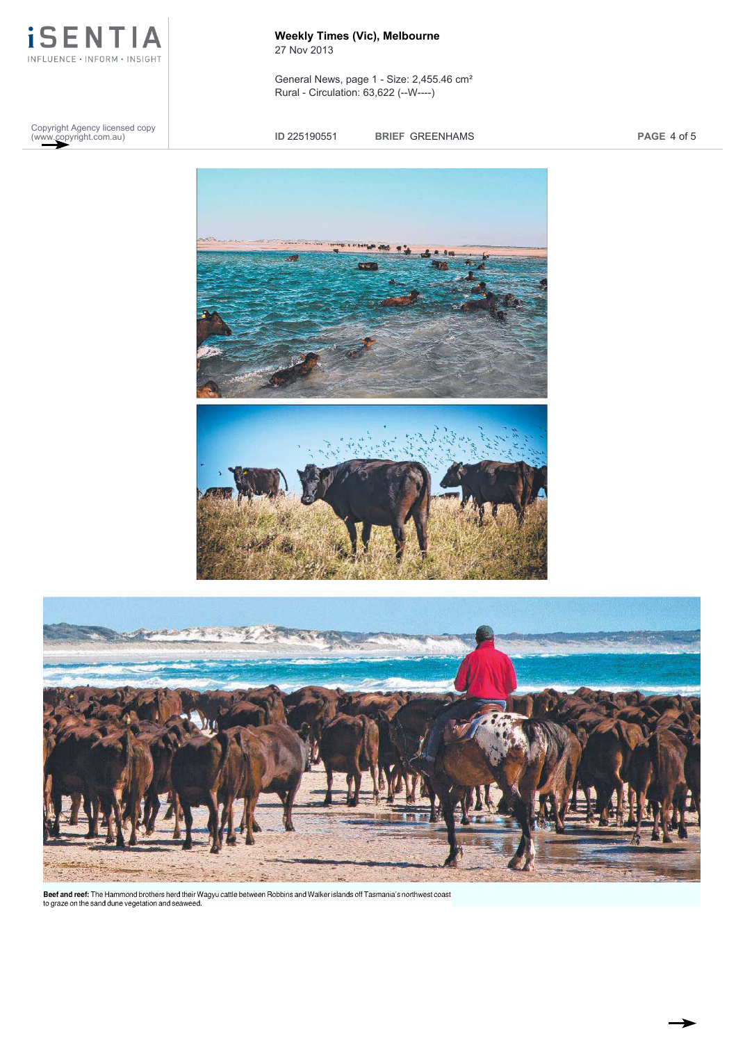**Beef and reef:** The Hammond brothers herd their Wagyu cattle between Robbins and Walker islands off Tasmania's northwest coast to graze on the sand dune vegetation and seaweed.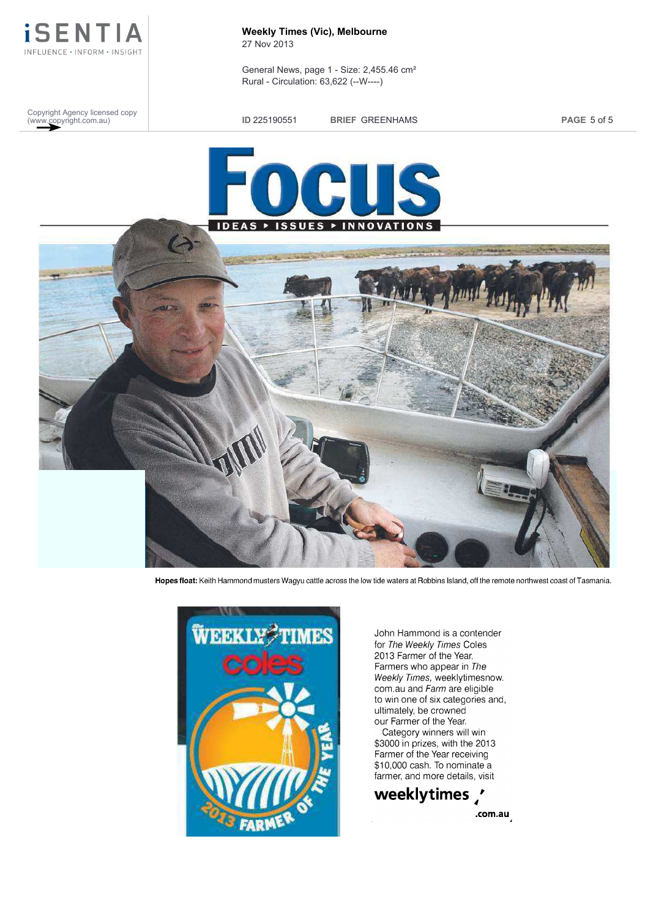# Focus

IDEAS ▸ ISSUES ▸ INNOVATIONS

**Hopes float:** Keith Hammond musters Wagyu cattle across the low tide waters at Robbins Island, off the remote northwest coast of Tasmania.

John Hammond is a contender for *The Weekly Times* Coles 2013 Farmer of the Year. Farmers who appear in *The Weekly Times,* weeklytimesnow.com.au and *Farm* are eligible to win one of six categories and, ultimately, be crowned our Farmer of the Year.

Category winners will win $3000 in prizes, with the 2013 Farmer of the Year receiving $10,000 cash. To nominate a farmer, and more details, visit

weeklytimes.com.au